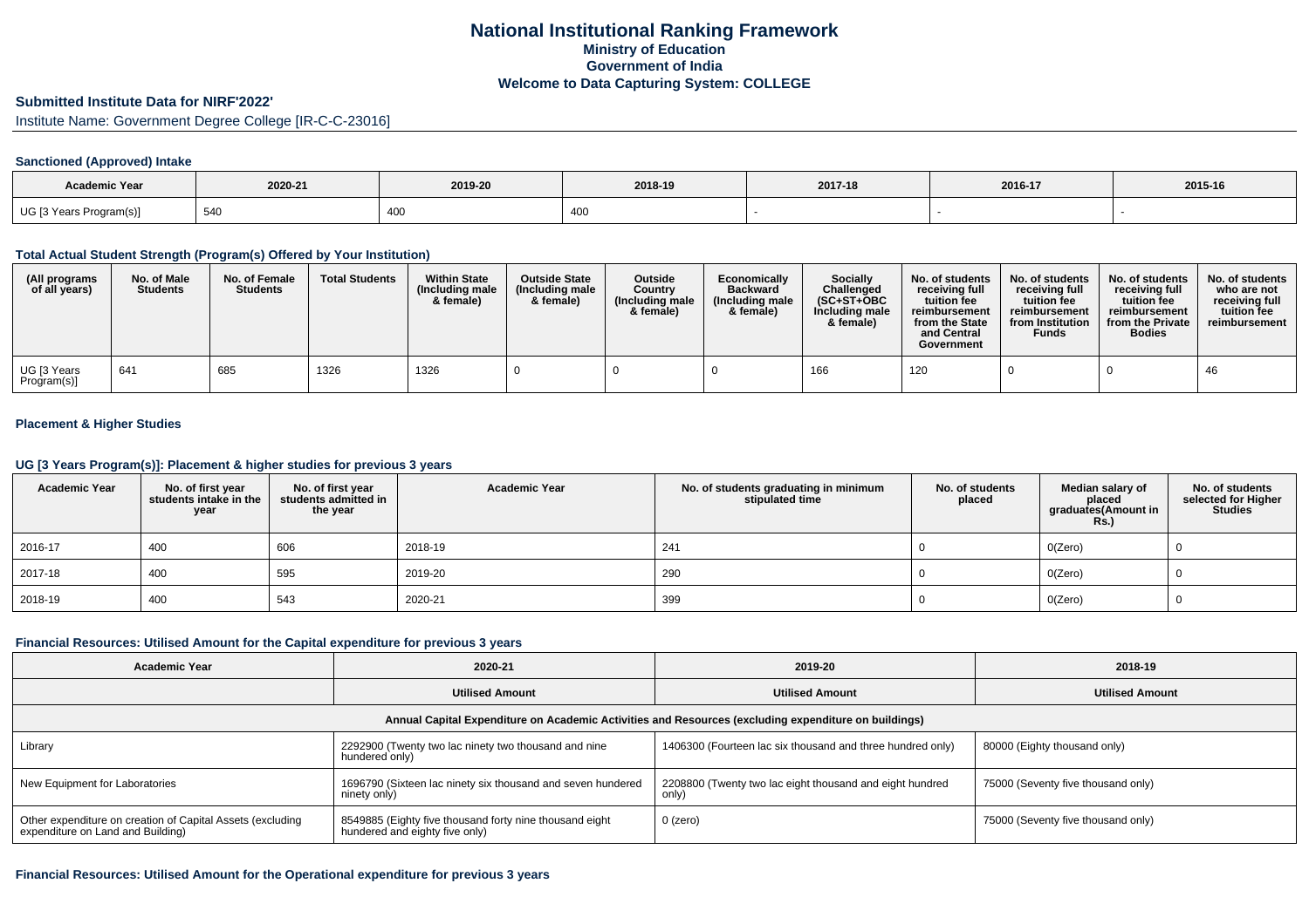# National Institutional Ranking Framework

### Ministry of Education

### Government of India

### Welcome to Data Capturing System: COLLEGE

## Submitted Institute Data for NIRF'2022'

Institute Name: Government Degree College [IR-C-C-23016]

### Sanctioned (Approved) Intake

| Academic Year | 2020-21 | 2019-20 | 2018-19 | 2017-18 | 2016-17 | 2015-16 |
|---|---|---|---|---|---|---|
| UG [3 Years Program(s)] | 540 | 400 | 400 | - | - | - |

### Total Actual Student Strength (Program(s) Offered by Your Institution)

| (All programs of all years) | No. of Male Students | No. of Female Students | Total Students | Within State (Including male & female) | Outside State (Including male & female) | Outside Country (Including male & female) | Economically Backward (Including male & female) | Socially Challenged (SC+ST+OBC Including male & female) | No. of students receiving full tuition fee reimbursement from the State and Central Government | No. of students receiving full tuition fee reimbursement from Institution Funds | No. of students receiving full tuition fee reimbursement from the Private Bodies | No. of students who are not receiving full tuition fee reimbursement |
|---|---|---|---|---|---|---|---|---|---|---|---|---|
| UG [3 Years Program(s)] | 641 | 685 | 1326 | 1326 | 0 | 0 | 0 | 166 | 120 | 0 | 0 | 46 |

### Placement & Higher Studies

### UG [3 Years Program(s)]: Placement & higher studies for previous 3 years

| Academic Year | No. of first year students intake in the year | No. of first year students admitted in the year | Academic Year | No. of students graduating in minimum stipulated time | No. of students placed | Median salary of placed graduates(Amount in Rs.) | No. of students selected for Higher Studies |
|---|---|---|---|---|---|---|---|
| 2016-17 | 400 | 606 | 2018-19 | 241 | 0 | 0(Zero) | 0 |
| 2017-18 | 400 | 595 | 2019-20 | 290 | 0 | 0(Zero) | 0 |
| 2018-19 | 400 | 543 | 2020-21 | 399 | 0 | 0(Zero) | 0 |

### Financial Resources: Utilised Amount for the Capital expenditure for previous 3 years

| Academic Year | 2020-21 | 2019-20 | 2018-19 |
|---|---|---|---|
| | Utilised Amount | Utilised Amount | Utilised Amount |
| Annual Capital Expenditure on Academic Activities and Resources (excluding expenditure on buildings) | | | |
| Library | 2292900 (Twenty two lac ninety two thousand and nine hundered only) | 1406300 (Fourteen lac six thousand and three hundred only) | 80000 (Eighty thousand only) |
| New Equipment for Laboratories | 1696790 (Sixteen lac ninety six thousand and seven hundered ninety only) | 2208800 (Twenty two lac eight thousand and eight hundred only) | 75000 (Seventy five thousand only) |
| Other expenditure on creation of Capital Assets (excluding expenditure on Land and Building) | 8549885 (Eighty five thousand forty nine thousand eight hundered and eighty five only) | 0 (zero) | 75000 (Seventy five thousand only) |

### Financial Resources: Utilised Amount for the Operational expenditure for previous 3 years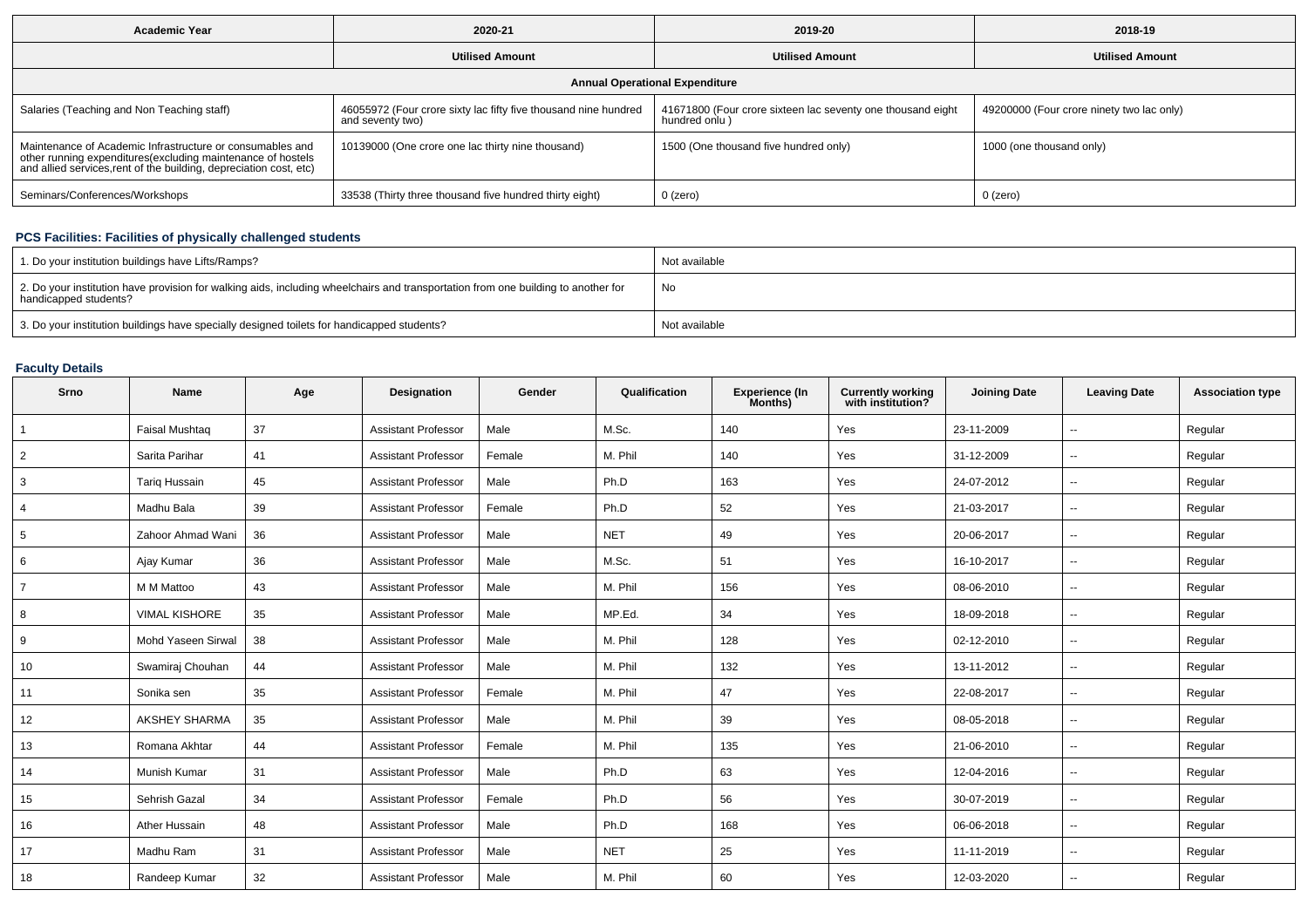| Academic Year | 2020-21 | 2019-20 | 2018-19 |
|---|---|---|---|
| | Utilised Amount | Utilised Amount | Utilised Amount |
| **Annual Operational Expenditure** | | | |
| Salaries (Teaching and Non Teaching staff) | 46055972 (Four crore sixty lac fifty five thousand nine hundred and seventy two) | 41671800 (Four crore sixteen lac seventy one thousand eight hundred onlu ) | 49200000 (Four crore ninety two lac only) |
| Maintenance of Academic Infrastructure or consumables and other running expenditures(excluding maintenance of hostels and allied services,rent of the building, depreciation cost, etc) | 10139000 (One crore one lac thirty nine thousand) | 1500 (One thousand five hundred only) | 1000 (one thousand only) |
| Seminars/Conferences/Workshops | 33538 (Thirty three thousand five hundred thirty eight) | 0 (zero) | 0 (zero) |

## PCS Facilities: Facilities of physically challenged students

| | |
|---|---|
| 1. Do your institution buildings have Lifts/Ramps? | Not available |
| 2. Do your institution have provision for walking aids, including wheelchairs and transportation from one building to another for handicapped students? | No |
| 3. Do your institution buildings have specially designed toilets for handicapped students? | Not available |

## Faculty Details

| Srno | Name | Age | Designation | Gender | Qualification | Experience (In Months) | Currently working with institution? | Joining Date | Leaving Date | Association type |
|---|---|---|---|---|---|---|---|---|---|---|
| 1 | Faisal Mushtaq | 37 | Assistant Professor | Male | M.Sc. | 140 | Yes | 23-11-2009 | -- | Regular |
| 2 | Sarita Parihar | 41 | Assistant Professor | Female | M. Phil | 140 | Yes | 31-12-2009 | -- | Regular |
| 3 | Tariq Hussain | 45 | Assistant Professor | Male | Ph.D | 163 | Yes | 24-07-2012 | -- | Regular |
| 4 | Madhu Bala | 39 | Assistant Professor | Female | Ph.D | 52 | Yes | 21-03-2017 | -- | Regular |
| 5 | Zahoor Ahmad Wani | 36 | Assistant Professor | Male | NET | 49 | Yes | 20-06-2017 | -- | Regular |
| 6 | Ajay Kumar | 36 | Assistant Professor | Male | M.Sc. | 51 | Yes | 16-10-2017 | -- | Regular |
| 7 | M M Mattoo | 43 | Assistant Professor | Male | M. Phil | 156 | Yes | 08-06-2010 | -- | Regular |
| 8 | VIMAL KISHORE | 35 | Assistant Professor | Male | MP.Ed. | 34 | Yes | 18-09-2018 | -- | Regular |
| 9 | Mohd Yaseen Sirwal | 38 | Assistant Professor | Male | M. Phil | 128 | Yes | 02-12-2010 | -- | Regular |
| 10 | Swamiraj Chouhan | 44 | Assistant Professor | Male | M. Phil | 132 | Yes | 13-11-2012 | -- | Regular |
| 11 | Sonika sen | 35 | Assistant Professor | Female | M. Phil | 47 | Yes | 22-08-2017 | -- | Regular |
| 12 | AKSHEY SHARMA | 35 | Assistant Professor | Male | M. Phil | 39 | Yes | 08-05-2018 | -- | Regular |
| 13 | Romana Akhtar | 44 | Assistant Professor | Female | M. Phil | 135 | Yes | 21-06-2010 | -- | Regular |
| 14 | Munish Kumar | 31 | Assistant Professor | Male | Ph.D | 63 | Yes | 12-04-2016 | -- | Regular |
| 15 | Sehrish Gazal | 34 | Assistant Professor | Female | Ph.D | 56 | Yes | 30-07-2019 | -- | Regular |
| 16 | Ather Hussain | 48 | Assistant Professor | Male | Ph.D | 168 | Yes | 06-06-2018 | -- | Regular |
| 17 | Madhu Ram | 31 | Assistant Professor | Male | NET | 25 | Yes | 11-11-2019 | -- | Regular |
| 18 | Randeep Kumar | 32 | Assistant Professor | Male | M. Phil | 60 | Yes | 12-03-2020 | -- | Regular |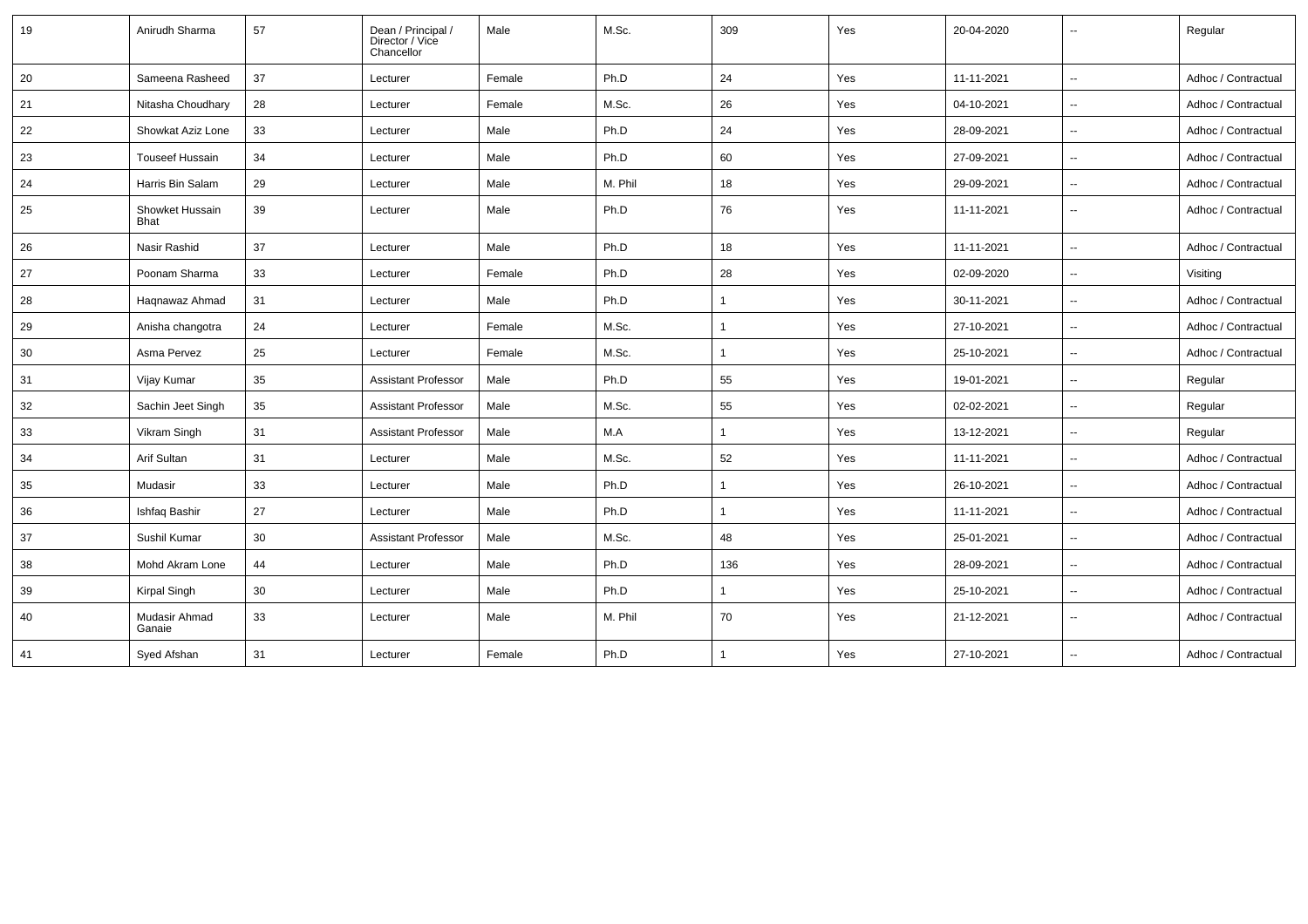| | | | | | | | | | | |
|---|---|---|---|---|---|---|---|---|---|---|
| 19 | Anirudh Sharma | 57 | Dean / Principal / Director / Vice Chancellor | Male | M.Sc. | 309 | Yes | 20-04-2020 | -- | Regular |
| 20 | Sameena Rasheed | 37 | Lecturer | Female | Ph.D | 24 | Yes | 11-11-2021 | -- | Adhoc / Contractual |
| 21 | Nitasha Choudhary | 28 | Lecturer | Female | M.Sc. | 26 | Yes | 04-10-2021 | -- | Adhoc / Contractual |
| 22 | Showkat Aziz Lone | 33 | Lecturer | Male | Ph.D | 24 | Yes | 28-09-2021 | -- | Adhoc / Contractual |
| 23 | Touseef Hussain | 34 | Lecturer | Male | Ph.D | 60 | Yes | 27-09-2021 | -- | Adhoc / Contractual |
| 24 | Harris Bin Salam | 29 | Lecturer | Male | M. Phil | 18 | Yes | 29-09-2021 | -- | Adhoc / Contractual |
| 25 | Showket Hussain Bhat | 39 | Lecturer | Male | Ph.D | 76 | Yes | 11-11-2021 | -- | Adhoc / Contractual |
| 26 | Nasir Rashid | 37 | Lecturer | Male | Ph.D | 18 | Yes | 11-11-2021 | -- | Adhoc / Contractual |
| 27 | Poonam Sharma | 33 | Lecturer | Female | Ph.D | 28 | Yes | 02-09-2020 | -- | Visiting |
| 28 | Haqnawaz Ahmad | 31 | Lecturer | Male | Ph.D | 1 | Yes | 30-11-2021 | -- | Adhoc / Contractual |
| 29 | Anisha changotra | 24 | Lecturer | Female | M.Sc. | 1 | Yes | 27-10-2021 | -- | Adhoc / Contractual |
| 30 | Asma Pervez | 25 | Lecturer | Female | M.Sc. | 1 | Yes | 25-10-2021 | -- | Adhoc / Contractual |
| 31 | Vijay Kumar | 35 | Assistant Professor | Male | Ph.D | 55 | Yes | 19-01-2021 | -- | Regular |
| 32 | Sachin Jeet Singh | 35 | Assistant Professor | Male | M.Sc. | 55 | Yes | 02-02-2021 | -- | Regular |
| 33 | Vikram Singh | 31 | Assistant Professor | Male | M.A | 1 | Yes | 13-12-2021 | -- | Regular |
| 34 | Arif Sultan | 31 | Lecturer | Male | M.Sc. | 52 | Yes | 11-11-2021 | -- | Adhoc / Contractual |
| 35 | Mudasir | 33 | Lecturer | Male | Ph.D | 1 | Yes | 26-10-2021 | -- | Adhoc / Contractual |
| 36 | Ishfaq Bashir | 27 | Lecturer | Male | Ph.D | 1 | Yes | 11-11-2021 | -- | Adhoc / Contractual |
| 37 | Sushil Kumar | 30 | Assistant Professor | Male | M.Sc. | 48 | Yes | 25-01-2021 | -- | Adhoc / Contractual |
| 38 | Mohd Akram Lone | 44 | Lecturer | Male | Ph.D | 136 | Yes | 28-09-2021 | -- | Adhoc / Contractual |
| 39 | Kirpal Singh | 30 | Lecturer | Male | Ph.D | 1 | Yes | 25-10-2021 | -- | Adhoc / Contractual |
| 40 | Mudasir Ahmad Ganaie | 33 | Lecturer | Male | M. Phil | 70 | Yes | 21-12-2021 | -- | Adhoc / Contractual |
| 41 | Syed Afshan | 31 | Lecturer | Female | Ph.D | 1 | Yes | 27-10-2021 | -- | Adhoc / Contractual |